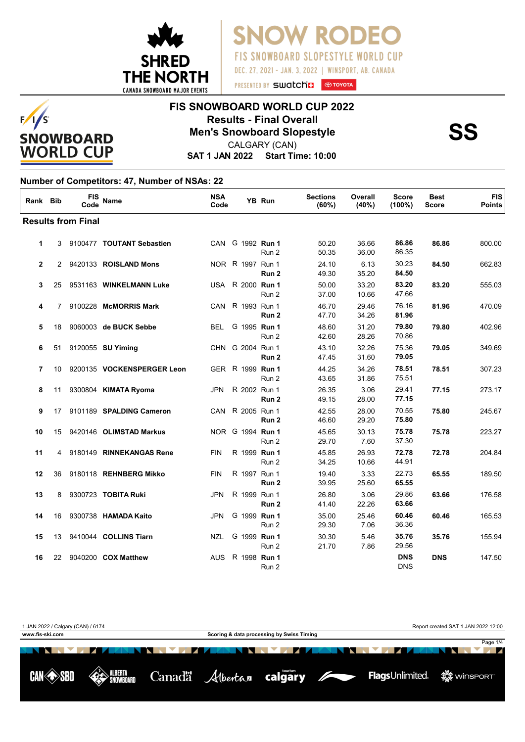# SNOW RODEO

FIS SNOWBOARD SLOPESTYLE WORLD CUP

DEC. 27, 2021 - JAN. 3, 2022 | WINSPORT, AB. CANADA

PRESENTED BY swatch TOYOTA

SHRED THE NORTH — CANADA SNOWBOARD MAJOR EVENTS

## FIS SNOWBOARD WORLD CUP 2022

### Results - Final Overall

### Men's Snowboard Slopestyle

**SS**

CALGARY (CAN)

**SAT 1 JAN 2022 Start Time: 10:00**

**Number of Competitors: 47, Number of NSAs: 22**

| Rank | Bib | FIS Code | Name | NSA Code | | YB | Run | Sections (60%) | Overall (40%) | Score (100%) | Best Score | FIS Points |
|---|---|---|---|---|---|---|---|---|---|---|---|---|
| **Results from Final** | | | | | | | | | | | | |
| **1** | 3 | 9100477 | **TOUTANT Sebastien** | CAN | G | 1992 | **Run 1** | 50.20 | 36.66 | **86.86** | **86.86** | 800.00 |
| | | | | | | | Run 2 | 50.35 | 36.00 | 86.35 | | |
| **2** | 2 | 9420133 | **ROISLAND Mons** | NOR | R | 1997 | Run 1 | 24.10 | 6.13 | 30.23 | **84.50** | 662.83 |
| | | | | | | | **Run 2** | 49.30 | 35.20 | **84.50** | | |
| **3** | 25 | 9531163 | **WINKELMANN Luke** | USA | R | 2000 | **Run 1** | 50.00 | 33.20 | **83.20** | **83.20** | 555.03 |
| | | | | | | | Run 2 | 37.00 | 10.66 | 47.66 | | |
| **4** | 7 | 9100228 | **McMORRIS Mark** | CAN | R | 1993 | Run 1 | 46.70 | 29.46 | 76.16 | **81.96** | 470.09 |
| | | | | | | | **Run 2** | 47.70 | 34.26 | **81.96** | | |
| **5** | 18 | 9060003 | **de BUCK Sebbe** | BEL | G | 1995 | **Run 1** | 48.60 | 31.20 | **79.80** | **79.80** | 402.96 |
| | | | | | | | Run 2 | 42.60 | 28.26 | 70.86 | | |
| **6** | 51 | 9120055 | **SU Yiming** | CHN | G | 2004 | Run 1 | 43.10 | 32.26 | 75.36 | **79.05** | 349.69 |
| | | | | | | | **Run 2** | 47.45 | 31.60 | **79.05** | | |
| **7** | 10 | 9200135 | **VOCKENSPERGER Leon** | GER | R | 1999 | **Run 1** | 44.25 | 34.26 | **78.51** | **78.51** | 307.23 |
| | | | | | | | Run 2 | 43.65 | 31.86 | 75.51 | | |
| **8** | 11 | 9300804 | **KIMATA Ryoma** | JPN | R | 2002 | Run 1 | 26.35 | 3.06 | 29.41 | **77.15** | 273.17 |
| | | | | | | | **Run 2** | 49.15 | 28.00 | **77.15** | | |
| **9** | 17 | 9101189 | **SPALDING Cameron** | CAN | R | 2005 | Run 1 | 42.55 | 28.00 | 70.55 | **75.80** | 245.67 |
| | | | | | | | **Run 2** | 46.60 | 29.20 | **75.80** | | |
| **10** | 15 | 9420146 | **OLIMSTAD Markus** | NOR | G | 1994 | **Run 1** | 45.65 | 30.13 | **75.78** | **75.78** | 223.27 |
| | | | | | | | Run 2 | 29.70 | 7.60 | 37.30 | | |
| **11** | 4 | 9180149 | **RINNEKANGAS Rene** | FIN | R | 1999 | **Run 1** | 45.85 | 26.93 | **72.78** | **72.78** | 204.84 |
| | | | | | | | Run 2 | 34.25 | 10.66 | 44.91 | | |
| **12** | 36 | 9180118 | **REHNBERG Mikko** | FIN | R | 1997 | Run 1 | 19.40 | 3.33 | 22.73 | **65.55** | 189.50 |
| | | | | | | | **Run 2** | 39.95 | 25.60 | **65.55** | | |
| **13** | 8 | 9300723 | **TOBITA Ruki** | JPN | R | 1999 | Run 1 | 26.80 | 3.06 | 29.86 | **63.66** | 176.58 |
| | | | | | | | **Run 2** | 41.40 | 22.26 | **63.66** | | |
| **14** | 16 | 9300738 | **HAMADA Kaito** | JPN | G | 1999 | **Run 1** | 35.00 | 25.46 | **60.46** | **60.46** | 165.53 |
| | | | | | | | Run 2 | 29.30 | 7.06 | 36.36 | | |
| **15** | 13 | 9410044 | **COLLINS Tiarn** | NZL | G | 1999 | **Run 1** | 30.30 | 5.46 | **35.76** | **35.76** | 155.94 |
| | | | | | | | Run 2 | 21.70 | 7.86 | 29.56 | | |
| **16** | 22 | 9040200 | **COX Matthew** | AUS | R | 1998 | **Run 1** | | | **DNS** | **DNS** | 147.50 |
| | | | | | | | Run 2 | | | DNS | | |

1 JAN 2022 / Calgary (CAN) / 6174 — Report created SAT 1 JAN 2022 12:00

www.fis-ski.com — Scoring & data processing by Swiss Timing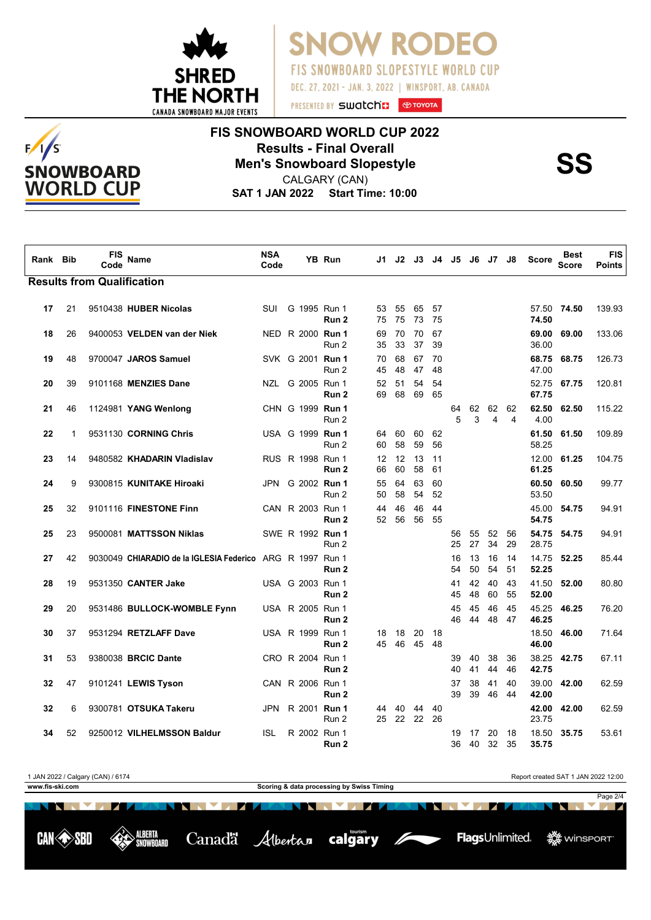# FIS SNOWBOARD WORLD CUP 2022

## Results - Final Overall

## Men's Snowboard Slopestyle

CALGARY (CAN)

**SAT 1 JAN 2022 Start Time: 10:00**

**SS**

| Rank | Bib | FIS Code | Name | NSA Code | | YB | Run | J1 | J2 | J3 | J4 | J5 | J6 | J7 | J8 | Score | Best Score | FIS Points |
|---|---|---|---|---|---|---|---|---|---|---|---|---|---|---|---|---|---|---|
| **Results from Qualification** | | | | | | | | | | | | | | | | | | |
| 17 | 21 | 9510438 | **HUBER Nicolas** | SUI | G | 1995 | Run 1 | 53 | 55 | 65 | 57 | | | | | 57.50 | **74.50** | 139.93 |
| | | | | | | | **Run 2** | 75 | 75 | 73 | 75 | | | | | **74.50** | | |
| 18 | 26 | 9400053 | **VELDEN van der Niek** | NED | R | 2000 | **Run 1** | 69 | 70 | 70 | 67 | | | | | **69.00** | **69.00** | 133.06 |
| | | | | | | | Run 2 | 35 | 33 | 37 | 39 | | | | | 36.00 | | |
| 19 | 48 | 9700047 | **JAROS Samuel** | SVK | G | 2001 | **Run 1** | 70 | 68 | 67 | 70 | | | | | **68.75** | **68.75** | 126.73 |
| | | | | | | | Run 2 | 45 | 48 | 47 | 48 | | | | | 47.00 | | |
| 20 | 39 | 9101168 | **MENZIES Dane** | NZL | G | 2005 | Run 1 | 52 | 51 | 54 | 54 | | | | | 52.75 | **67.75** | 120.81 |
| | | | | | | | **Run 2** | 69 | 68 | 69 | 65 | | | | | **67.75** | | |
| 21 | 46 | 1124981 | **YANG Wenlong** | CHN | G | 1999 | **Run 1** | | | | | 64 | 62 | 62 | 62 | **62.50** | **62.50** | 115.22 |
| | | | | | | | Run 2 | | | | | 5 | 3 | 4 | 4 | 4.00 | | |
| 22 | 1 | 9531130 | **CORNING Chris** | USA | G | 1999 | **Run 1** | 64 | 60 | 60 | 62 | | | | | **61.50** | **61.50** | 109.89 |
| | | | | | | | Run 2 | 60 | 58 | 59 | 56 | | | | | 58.25 | | |
| 23 | 14 | 9480582 | **KHADARIN Vladislav** | RUS | R | 1998 | Run 1 | 12 | 12 | 13 | 11 | | | | | 12.00 | **61.25** | 104.75 |
| | | | | | | | **Run 2** | 66 | 60 | 58 | 61 | | | | | **61.25** | | |
| 24 | 9 | 9300815 | **KUNITAKE Hiroaki** | JPN | G | 2002 | **Run 1** | 55 | 64 | 63 | 60 | | | | | **60.50** | **60.50** | 99.77 |
| | | | | | | | Run 2 | 50 | 58 | 54 | 52 | | | | | 53.50 | | |
| 25 | 32 | 9101116 | **FINESTONE Finn** | CAN | R | 2003 | Run 1 | 44 | 46 | 46 | 44 | | | | | 45.00 | **54.75** | 94.91 |
| | | | | | | | **Run 2** | 52 | 56 | 56 | 55 | | | | | **54.75** | | |
| 25 | 23 | 9500081 | **MATTSSON Niklas** | SWE | R | 1992 | **Run 1** | | | | | 56 | 55 | 52 | 56 | **54.75** | **54.75** | 94.91 |
| | | | | | | | Run 2 | | | | | 25 | 27 | 34 | 29 | 28.75 | | |
| 27 | 42 | 9030049 | **CHIARADIO de la IGLESIA Federico** | ARG | R | 1997 | Run 1 | | | | | 16 | 13 | 16 | 14 | 14.75 | **52.25** | 85.44 |
| | | | | | | | **Run 2** | | | | | 54 | 50 | 54 | 51 | **52.25** | | |
| 28 | 19 | 9531350 | **CANTER Jake** | USA | G | 2003 | Run 1 | | | | | 41 | 42 | 40 | 43 | 41.50 | **52.00** | 80.80 |
| | | | | | | | **Run 2** | | | | | 45 | 48 | 60 | 55 | **52.00** | | |
| 29 | 20 | 9531486 | **BULLOCK-WOMBLE Fynn** | USA | R | 2005 | Run 1 | | | | | 45 | 45 | 46 | 45 | 45.25 | **46.25** | 76.20 |
| | | | | | | | **Run 2** | | | | | 46 | 44 | 48 | 47 | **46.25** | | |
| 30 | 37 | 9531294 | **RETZLAFF Dave** | USA | R | 1999 | Run 1 | 18 | 18 | 20 | 18 | | | | | 18.50 | **46.00** | 71.64 |
| | | | | | | | **Run 2** | 45 | 46 | 45 | 48 | | | | | **46.00** | | |
| 31 | 53 | 9380038 | **BRCIC Dante** | CRO | R | 2004 | Run 1 | | | | | 39 | 40 | 38 | 36 | 38.25 | **42.75** | 67.11 |
| | | | | | | | **Run 2** | | | | | 40 | 41 | 44 | 46 | **42.75** | | |
| 32 | 47 | 9101241 | **LEWIS Tyson** | CAN | R | 2006 | Run 1 | | | | | 37 | 38 | 41 | 40 | 39.00 | **42.00** | 62.59 |
| | | | | | | | **Run 2** | | | | | 39 | 39 | 46 | 44 | **42.00** | | |
| 32 | 6 | 9300781 | **OTSUKA Takeru** | JPN | R | 2001 | **Run 1** | 44 | 40 | 44 | 40 | | | | | **42.00** | **42.00** | 62.59 |
| | | | | | | | Run 2 | 25 | 22 | 22 | 26 | | | | | 23.75 | | |
| 34 | 52 | 9250012 | **VILHELMSSON Baldur** | ISL | R | 2002 | Run 1 | | | | | 19 | 17 | 20 | 18 | 18.50 | **35.75** | 53.61 |
| | | | | | | | **Run 2** | | | | | 36 | 40 | 32 | 35 | **35.75** | | |

1 JAN 2022 / Calgary (CAN) / 6174

Report created SAT 1 JAN 2022 12:00

www.fis-ski.com

Scoring & data processing by Swiss Timing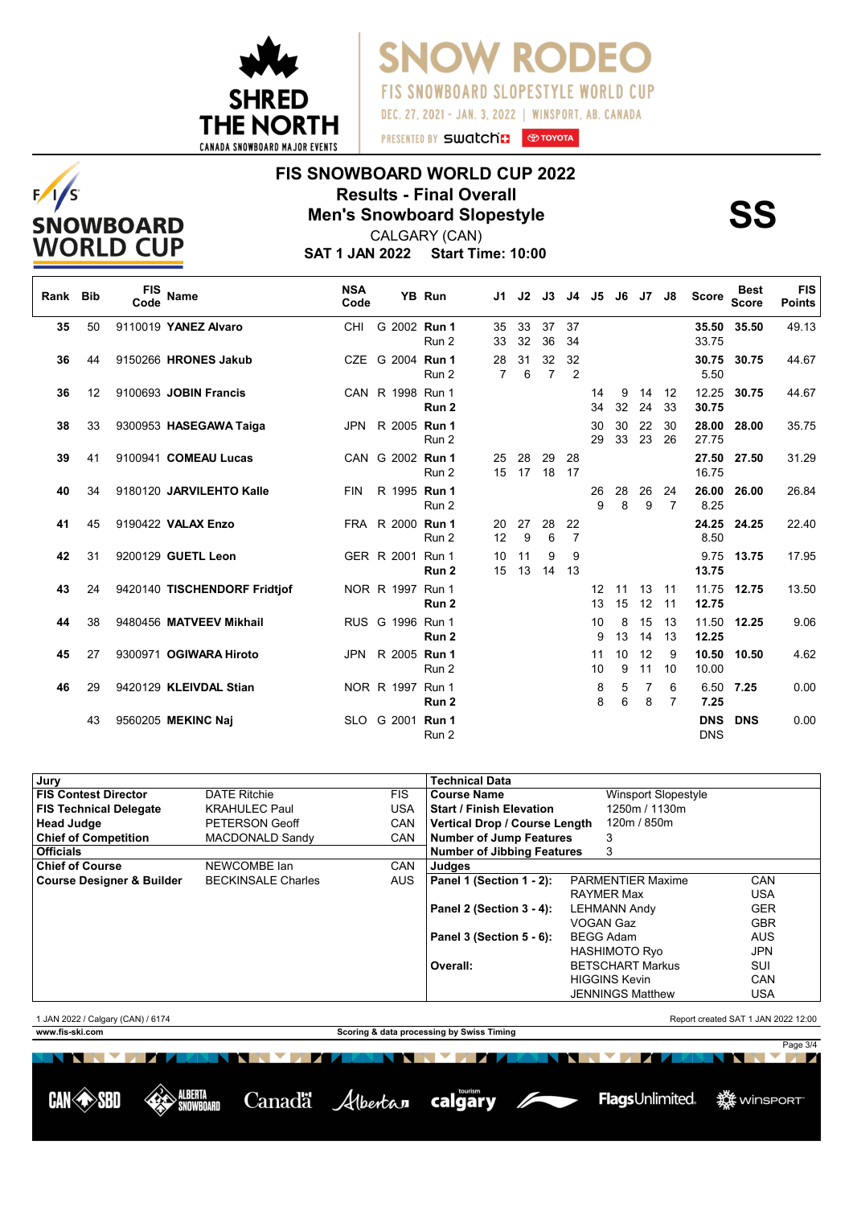SNOW RODEO

FIS SNOWBOARD SLOPESTYLE WORLD CUP

DEC. 27, 2021 - JAN. 3, 2022 | WINSPORT, AB. CANADA

# FIS SNOWBOARD WORLD CUP 2022

## Results - Final Overall

## Men's Snowboard Slopestyle

**SS**

CALGARY (CAN)

**SAT 1 JAN 2022 Start Time: 10:00**

| Rank | Bib | FIS Code | Name | NSA Code | | YB | Run | J1 | J2 | J3 | J4 | J5 | J6 | J7 | J8 | Score | Best Score | FIS Points |
|---|---|---|---|---|---|---|---|---|---|---|---|---|---|---|---|---|---|---|
| 35 | 50 | 9110019 | **YANEZ Alvaro** | CHI | G | 2002 | **Run 1** | 35 | 33 | 37 | 37 | | | | | **35.50** | **35.50** | 49.13 |
| | | | | | | | Run 2 | 33 | 32 | 36 | 34 | | | | | 33.75 | | |
| 36 | 44 | 9150266 | **HRONES Jakub** | CZE | G | 2004 | **Run 1** | 28 | 31 | 32 | 32 | | | | | **30.75** | **30.75** | 44.67 |
| | | | | | | | Run 2 | 7 | 6 | 7 | 2 | | | | | 5.50 | | |
| 36 | 12 | 9100693 | **JOBIN Francis** | CAN | R | 1998 | Run 1 | | | | | 14 | 9 | 14 | 12 | 12.25 | **30.75** | 44.67 |
| | | | | | | | **Run 2** | | | | | 34 | 32 | 24 | 33 | **30.75** | | |
| 38 | 33 | 9300953 | **HASEGAWA Taiga** | JPN | R | 2005 | **Run 1** | | | | | 30 | 30 | 22 | 30 | **28.00** | **28.00** | 35.75 |
| | | | | | | | Run 2 | | | | | 29 | 33 | 23 | 26 | 27.75 | | |
| 39 | 41 | 9100941 | **COMEAU Lucas** | CAN | G | 2002 | **Run 1** | 25 | 28 | 29 | 28 | | | | | **27.50** | **27.50** | 31.29 |
| | | | | | | | Run 2 | 15 | 17 | 18 | 17 | | | | | 16.75 | | |
| 40 | 34 | 9180120 | **JARVILEHTO Kalle** | FIN | R | 1995 | **Run 1** | | | | | 26 | 28 | 26 | 24 | **26.00** | **26.00** | 26.84 |
| | | | | | | | Run 2 | | | | | 9 | 8 | 9 | 7 | 8.25 | | |
| 41 | 45 | 9190422 | **VALAX Enzo** | FRA | R | 2000 | **Run 1** | 20 | 27 | 28 | 22 | | | | | **24.25** | **24.25** | 22.40 |
| | | | | | | | Run 2 | 12 | 9 | 6 | 7 | | | | | 8.50 | | |
| 42 | 31 | 9200129 | **GUETL Leon** | GER | R | 2001 | Run 1 | 10 | 11 | 9 | 9 | | | | | 9.75 | **13.75** | 17.95 |
| | | | | | | | **Run 2** | 15 | 13 | 14 | 13 | | | | | **13.75** | | |
| 43 | 24 | 9420140 | **TISCHENDORF Fridtjof** | NOR | R | 1997 | Run 1 | | | | | 12 | 11 | 13 | 11 | 11.75 | **12.75** | 13.50 |
| | | | | | | | **Run 2** | | | | | 13 | 15 | 12 | 11 | **12.75** | | |
| 44 | 38 | 9480456 | **MATVEEV Mikhail** | RUS | G | 1996 | Run 1 | | | | | 10 | 8 | 15 | 13 | 11.50 | **12.25** | 9.06 |
| | | | | | | | **Run 2** | | | | | 9 | 13 | 14 | 13 | **12.25** | | |
| 45 | 27 | 9300971 | **OGIWARA Hiroto** | JPN | R | 2005 | **Run 1** | | | | | 11 | 10 | 12 | 9 | **10.50** | **10.50** | 4.62 |
| | | | | | | | Run 2 | | | | | 10 | 9 | 11 | 10 | 10.00 | | |
| 46 | 29 | 9420129 | **KLEIVDAL Stian** | NOR | R | 1997 | Run 1 | | | | | 8 | 5 | 7 | 6 | 6.50 | **7.25** | 0.00 |
| | | | | | | | **Run 2** | | | | | 8 | 6 | 8 | 7 | **7.25** | | |
| | 43 | 9560205 | **MEKINC Naj** | SLO | G | 2001 | **Run 1** | | | | | | | | | **DNS** | **DNS** | 0.00 |
| | | | | | | | Run 2 | | | | | | | | | DNS | | |

| Jury | | |
|---|---|---|
| **FIS Contest Director** | DATE Ritchie | FIS |
| **FIS Technical Delegate** | KRAHULEC Paul | USA |
| **Head Judge** | PETERSON Geoff | CAN |
| **Chief of Competition** | MACDONALD Sandy | CAN |
| **Officials** | | |
| **Chief of Course** | NEWCOMBE Ian | CAN |
| **Course Designer & Builder** | BECKINSALE Charles | AUS |

| Technical Data | |
|---|---|
| **Course Name** | Winsport Slopestyle |
| **Start / Finish Elevation** | 1250m / 1130m |
| **Vertical Drop / Course Length** | 120m / 850m |
| **Number of Jump Features** | 3 |
| **Number of Jibbing Features** | 3 |

| Judges | | |
|---|---|---|
| **Panel 1 (Section 1 - 2):** | PARMENTIER Maxime | CAN |
| | RAYMER Max | USA |
| **Panel 2 (Section 3 - 4):** | LEHMANN Andy | GER |
| | VOGAN Gaz | GBR |
| **Panel 3 (Section 5 - 6):** | BEGG Adam | AUS |
| | HASHIMOTO Ryo | JPN |
| **Overall:** | BETSCHART Markus | SUI |
| | HIGGINS Kevin | CAN |
| | JENNINGS Matthew | USA |

1 JAN 2022 / Calgary (CAN) / 6174

Report created SAT 1 JAN 2022 12:00

www.fis-ski.com

Scoring & data processing by Swiss Timing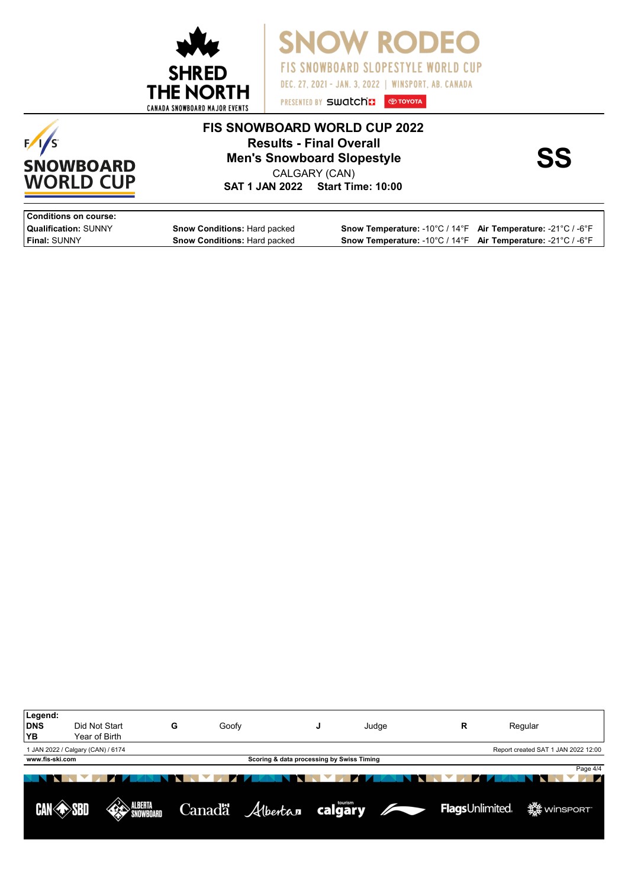# FIS SNOWBOARD WORLD CUP 2022

## Results - Final Overall

## Men's Snowboard Slopestyle

CALGARY (CAN)

**SAT 1 JAN 2022 Start Time: 10:00**

**SS**

| Conditions on course: | | | |
|---|---|---|---|
| **Qualification:** SUNNY | **Snow Conditions:** Hard packed | **Snow Temperature:** -10°C / 14°F | **Air Temperature:** -21°C / -6°F |
| **Final:** SUNNY | **Snow Conditions:** Hard packed | **Snow Temperature:** -10°C / 14°F | **Air Temperature:** -21°C / -6°F |

| Legend: | | | | | | | |
|---|---|---|---|---|---|---|---|
| **DNS** | Did Not Start | **G** | Goofy | **J** | Judge | **R** | Regular |
| **YB** | Year of Birth | | | | | | |

1 JAN 2022 / Calgary (CAN) / 6174

Report created SAT 1 JAN 2022 12:00

www.fis-ski.com

Scoring & data processing by Swiss Timing